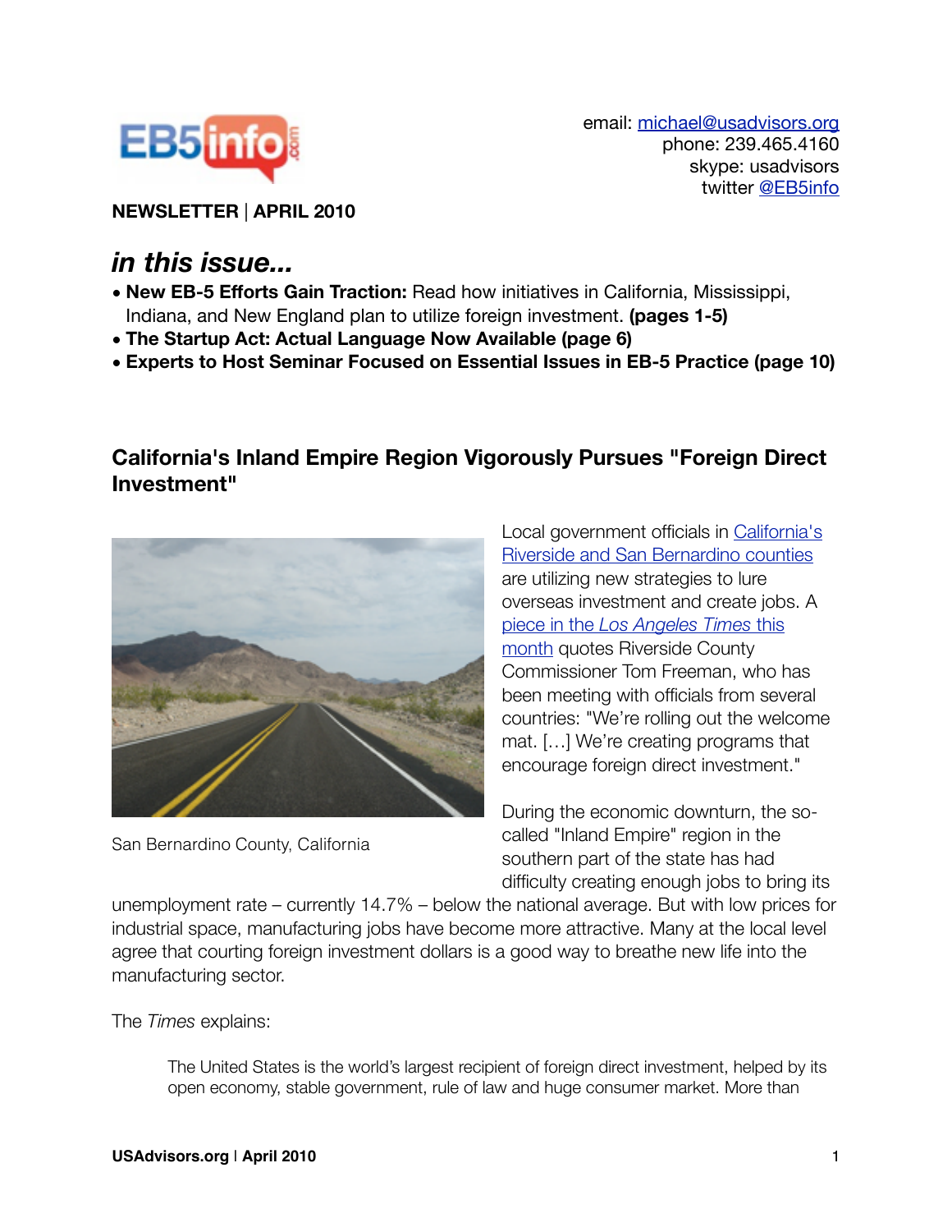EB5info.com

email: michael@usadvisors.org
phone: 239.465.4160
skype: usadvisors
twitter @EB5info

**NEWSLETTER | APRIL 2010**

## *in this issue...*

- **New EB-5 Efforts Gain Traction:** Read how initiatives in California, Mississippi, Indiana, and New England plan to utilize foreign investment. **(pages 1-5)**
- **The Startup Act: Actual Language Now Available (page 6)**
- **Experts to Host Seminar Focused on Essential Issues in EB-5 Practice (page 10)**

### California's Inland Empire Region Vigorously Pursues "Foreign Direct Investment"

San Bernardino County, California

Local government officials in California's Riverside and San Bernardino counties are utilizing new strategies to lure overseas investment and create jobs. A piece in the *Los Angeles Times* this month quotes Riverside County Commissioner Tom Freeman, who has been meeting with officials from several countries: "We're rolling out the welcome mat. […] We're creating programs that encourage foreign direct investment."

During the economic downturn, the so-called "Inland Empire" region in the southern part of the state has had difficulty creating enough jobs to bring its unemployment rate – currently 14.7% – below the national average. But with low prices for industrial space, manufacturing jobs have become more attractive. Many at the local level agree that courting foreign investment dollars is a good way to breathe new life into the manufacturing sector.

The *Times* explains:

> The United States is the world's largest recipient of foreign direct investment, helped by its open economy, stable government, rule of law and huge consumer market. More than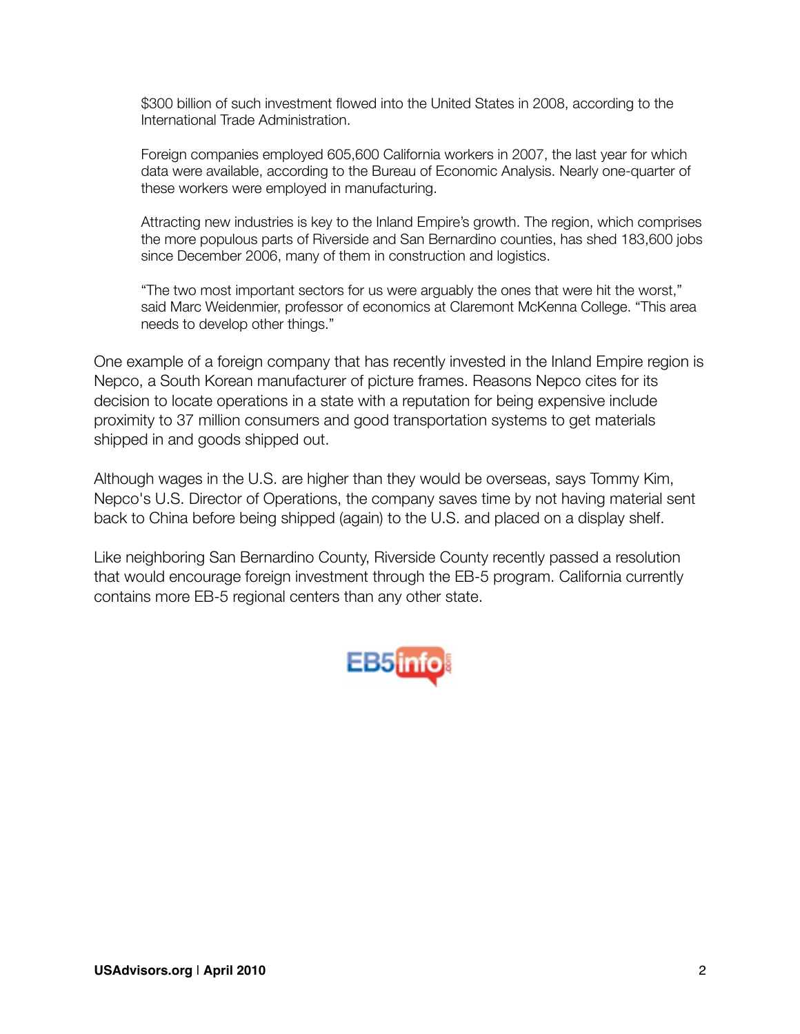> $300 billion of such investment flowed into the United States in 2008, according to the International Trade Administration.
>
> Foreign companies employed 605,600 California workers in 2007, the last year for which data were available, according to the Bureau of Economic Analysis. Nearly one-quarter of these workers were employed in manufacturing.
>
> Attracting new industries is key to the Inland Empire's growth. The region, which comprises the more populous parts of Riverside and San Bernardino counties, has shed 183,600 jobs since December 2006, many of them in construction and logistics.
>
> "The two most important sectors for us were arguably the ones that were hit the worst," said Marc Weidenmier, professor of economics at Claremont McKenna College. "This area needs to develop other things."

One example of a foreign company that has recently invested in the Inland Empire region is Nepco, a South Korean manufacturer of picture frames. Reasons Nepco cites for its decision to locate operations in a state with a reputation for being expensive include proximity to 37 million consumers and good transportation systems to get materials shipped in and goods shipped out.

Although wages in the U.S. are higher than they would be overseas, says Tommy Kim, Nepco's U.S. Director of Operations, the company saves time by not having material sent back to China before being shipped (again) to the U.S. and placed on a display shelf.

Like neighboring San Bernardino County, Riverside County recently passed a resolution that would encourage foreign investment through the EB-5 program. California currently contains more EB-5 regional centers than any other state.

EB5info.com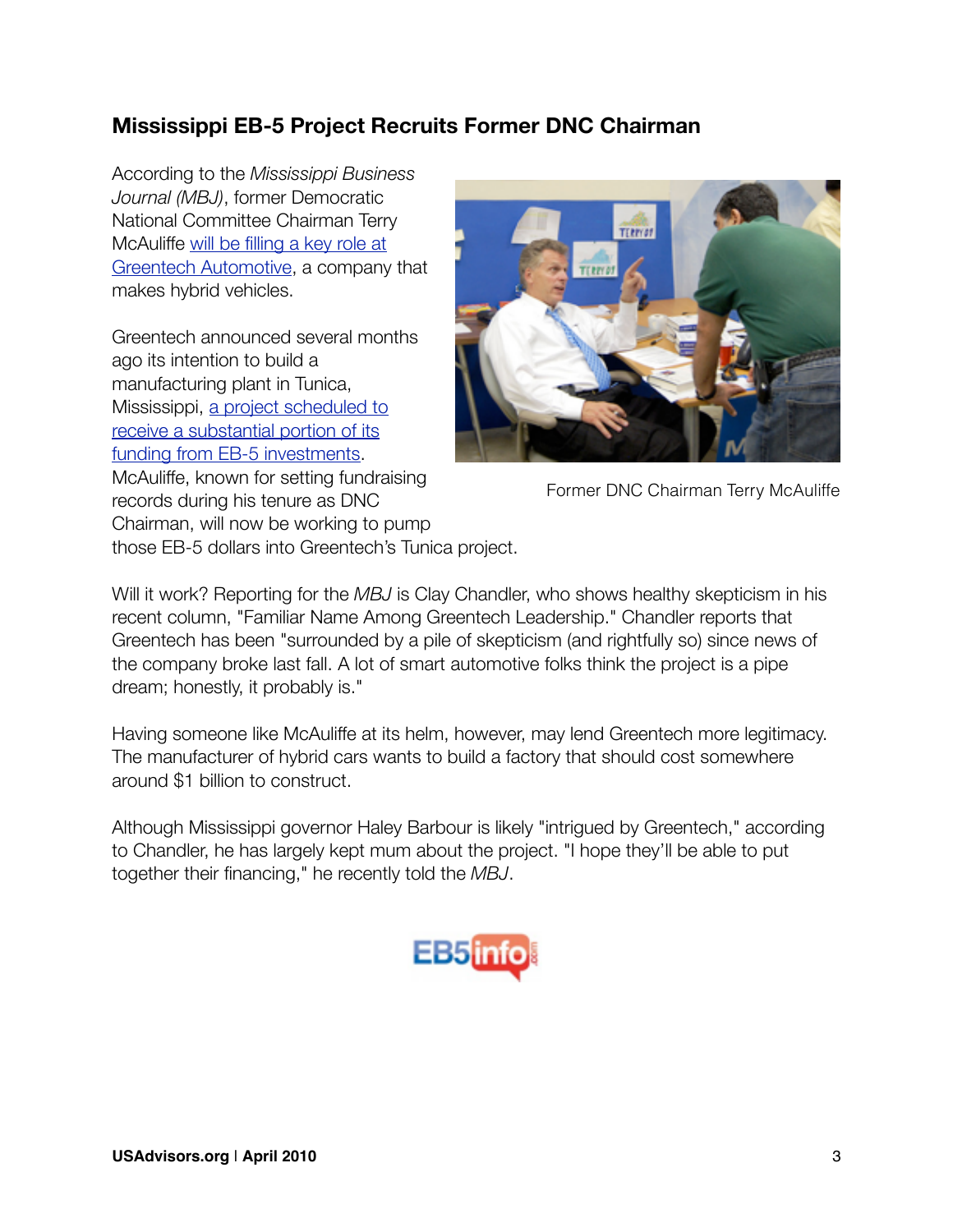## Mississippi EB-5 Project Recruits Former DNC Chairman

According to the *Mississippi Business Journal (MBJ)*, former Democratic National Committee Chairman Terry McAuliffe will be filling a key role at Greentech Automotive, a company that makes hybrid vehicles.

Greentech announced several months ago its intention to build a manufacturing plant in Tunica, Mississippi, a project scheduled to receive a substantial portion of its funding from EB-5 investments. McAuliffe, known for setting fundraising records during his tenure as DNC Chairman, will now be working to pump those EB-5 dollars into Greentech's Tunica project.

Former DNC Chairman Terry McAuliffe

Will it work? Reporting for the *MBJ* is Clay Chandler, who shows healthy skepticism in his recent column, "Familiar Name Among Greentech Leadership." Chandler reports that Greentech has been "surrounded by a pile of skepticism (and rightfully so) since news of the company broke last fall. A lot of smart automotive folks think the project is a pipe dream; honestly, it probably is."

Having someone like McAuliffe at its helm, however, may lend Greentech more legitimacy. The manufacturer of hybrid cars wants to build a factory that should cost somewhere around $1 billion to construct.

Although Mississippi governor Haley Barbour is likely "intrigued by Greentech," according to Chandler, he has largely kept mum about the project. "I hope they'll be able to put together their financing," he recently told the *MBJ*.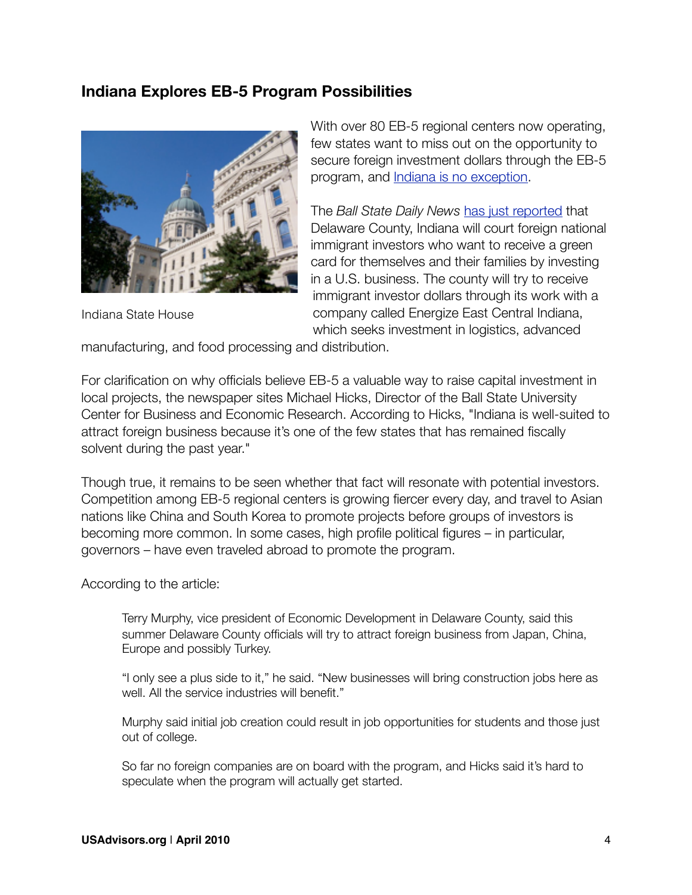## Indana Explores EB-5 Program Possibilities

Indiana State House

With over 80 EB-5 regional centers now operating, few states want to miss out on the opportunity to secure foreign investment dollars through the EB-5 program, and Indiana is no exception.

The *Ball State Daily News* has just reported that Delaware County, Indiana will court foreign national immigrant investors who want to receive a green card for themselves and their families by investing in a U.S. business. The county will try to receive immigrant investor dollars through its work with a company called Energize East Central Indiana, which seeks investment in logistics, advanced manufacturing, and food processing and distribution.

For clarification on why officials believe EB-5 a valuable way to raise capital investment in local projects, the newspaper sites Michael Hicks, Director of the Ball State University Center for Business and Economic Research. According to Hicks, "Indiana is well-suited to attract foreign business because it's one of the few states that has remained fiscally solvent during the past year."

Though true, it remains to be seen whether that fact will resonate with potential investors. Competition among EB-5 regional centers is growing fiercer every day, and travel to Asian nations like China and South Korea to promote projects before groups of investors is becoming more common. In some cases, high profile political figures – in particular, governors – have even traveled abroad to promote the program.

According to the article:

> Terry Murphy, vice president of Economic Development in Delaware County, said this summer Delaware County officials will try to attract foreign business from Japan, China, Europe and possibly Turkey.
>
> "I only see a plus side to it," he said. "New businesses will bring construction jobs here as well. All the service industries will benefit."
>
> Murphy said initial job creation could result in job opportunities for students and those just out of college.
>
> So far no foreign companies are on board with the program, and Hicks said it's hard to speculate when the program will actually get started.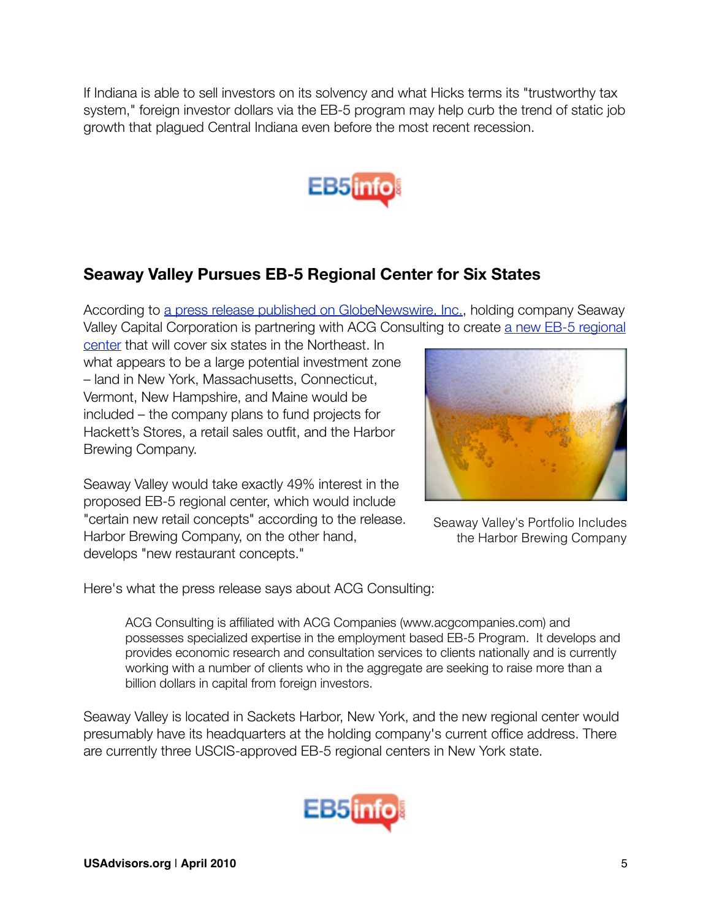If Indiana is able to sell investors on its solvency and what Hicks terms its "trustworthy tax system," foreign investor dollars via the EB-5 program may help curb the trend of static job growth that plagued Central Indiana even before the most recent recession.

## Seaway Valley Pursues EB-5 Regional Center for Six States

According to a press release published on GlobeNewswire, Inc., holding company Seaway Valley Capital Corporation is partnering with ACG Consulting to create a new EB-5 regional center that will cover six states in the Northeast. In what appears to be a large potential investment zone – land in New York, Massachusetts, Connecticut, Vermont, New Hampshire, and Maine would be included – the company plans to fund projects for Hackett's Stores, a retail sales outfit, and the Harbor Brewing Company.

Seaway Valley's Portfolio Includes the Harbor Brewing Company

Seaway Valley would take exactly 49% interest in the proposed EB-5 regional center, which would include "certain new retail concepts" according to the release. Harbor Brewing Company, on the other hand, develops "new restaurant concepts."

Here's what the press release says about ACG Consulting:

> ACG Consulting is affiliated with ACG Companies (www.acgcompanies.com) and possesses specialized expertise in the employment based EB-5 Program. It develops and provides economic research and consultation services to clients nationally and is currently working with a number of clients who in the aggregate are seeking to raise more than a billion dollars in capital from foreign investors.

Seaway Valley is located in Sackets Harbor, New York, and the new regional center would presumably have its headquarters at the holding company's current office address. There are currently three USCIS-approved EB-5 regional centers in New York state.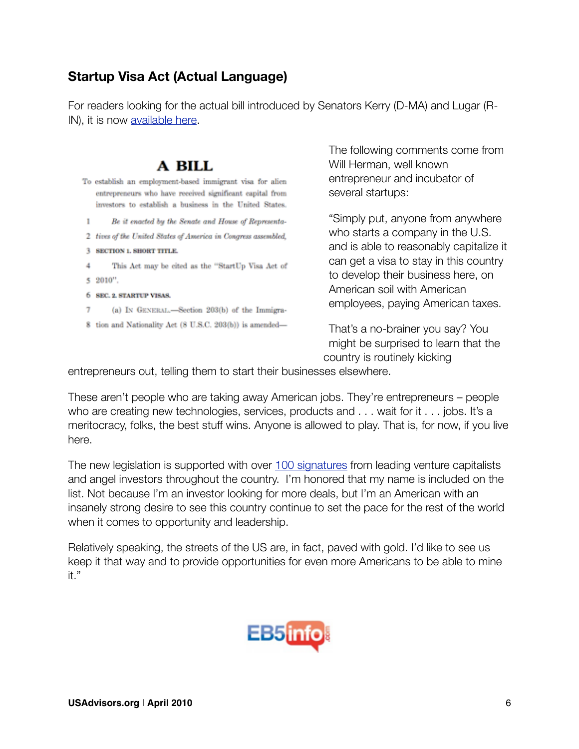## Startup Visa Act (Actual Language)

For readers looking for the actual bill introduced by Senators Kerry (D-MA) and Lugar (R-IN), it is now available here.

# A BILL

To establish an employment-based immigrant visa for alien entrepreneurs who have received significant capital from investors to establish a business in the United States.

1 *Be it enacted by the Senate and House of Representa-*
2 *tives of the United States of America in Congress assembled,*
3 **SECTION 1. SHORT TITLE.**
4 This Act may be cited as the "StartUp Visa Act of
5 2010".
6 **SEC. 2. STARTUP VISAS.**
7 (a) IN GENERAL.—Section 203(b) of the Immigra-
8 tion and Nationality Act (8 U.S.C. 203(b)) is amended—

The following comments come from Will Herman, well known entrepreneur and incubator of several startups:

"Simply put, anyone from anywhere who starts a company in the U.S. and is able to reasonably capitalize it can get a visa to stay in this country to develop their business here, on American soil with American employees, paying American taxes.

That's a no-brainer you say? You might be surprised to learn that the country is routinely kicking entrepreneurs out, telling them to start their businesses elsewhere.

These aren't people who are taking away American jobs. They're entrepreneurs – people who are creating new technologies, services, products and . . . wait for it . . . jobs. It's a meritocracy, folks, the best stuff wins. Anyone is allowed to play. That is, for now, if you live here.

The new legislation is supported with over 100 signatures from leading venture capitalists and angel investors throughout the country. I'm honored that my name is included on the list. Not because I'm an investor looking for more deals, but I'm an American with an insanely strong desire to see this country continue to set the pace for the rest of the world when it comes to opportunity and leadership.

Relatively speaking, the streets of the US are, in fact, paved with gold. I'd like to see us keep it that way and to provide opportunities for even more Americans to be able to mine it."

EB5info.com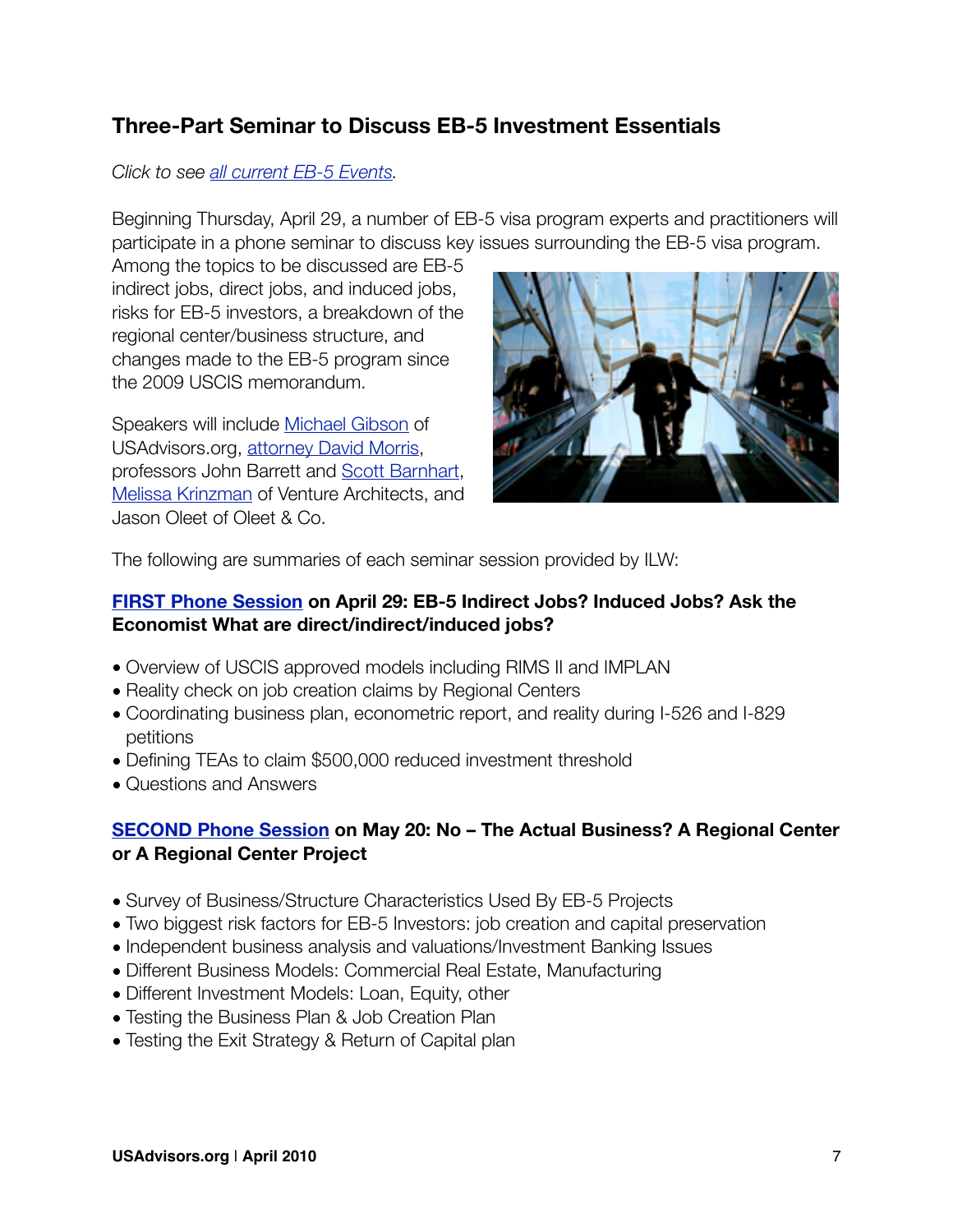## Three-Part Seminar to Discuss EB-5 Investment Essentials

*Click to see all current EB-5 Events.*

Beginning Thursday, April 29, a number of EB-5 visa program experts and practitioners will participate in a phone seminar to discuss key issues surrounding the EB-5 visa program. Among the topics to be discussed are EB-5 indirect jobs, direct jobs, and induced jobs, risks for EB-5 investors, a breakdown of the regional center/business structure, and changes made to the EB-5 program since the 2009 USCIS memorandum.

Speakers will include Michael Gibson of USAdvisors.org, attorney David Morris, professors John Barrett and Scott Barnhart, Melissa Krinzman of Venture Architects, and Jason Oleet of Oleet & Co.

The following are summaries of each seminar session provided by ILW:

**FIRST Phone Session on April 29: EB-5 Indirect Jobs? Induced Jobs? Ask the Economist What are direct/indirect/induced jobs?**

- Overview of USCIS approved models including RIMS II and IMPLAN
- Reality check on job creation claims by Regional Centers
- Coordinating business plan, econometric report, and reality during I-526 and I-829 petitions
- Defining TEAs to claim $500,000 reduced investment threshold
- Questions and Answers

**SECOND Phone Session on May 20: No – The Actual Business? A Regional Center or A Regional Center Project**

- Survey of Business/Structure Characteristics Used By EB-5 Projects
- Two biggest risk factors for EB-5 Investors: job creation and capital preservation
- Independent business analysis and valuations/Investment Banking Issues
- Different Business Models: Commercial Real Estate, Manufacturing
- Different Investment Models: Loan, Equity, other
- Testing the Business Plan & Job Creation Plan
- Testing the Exit Strategy & Return of Capital plan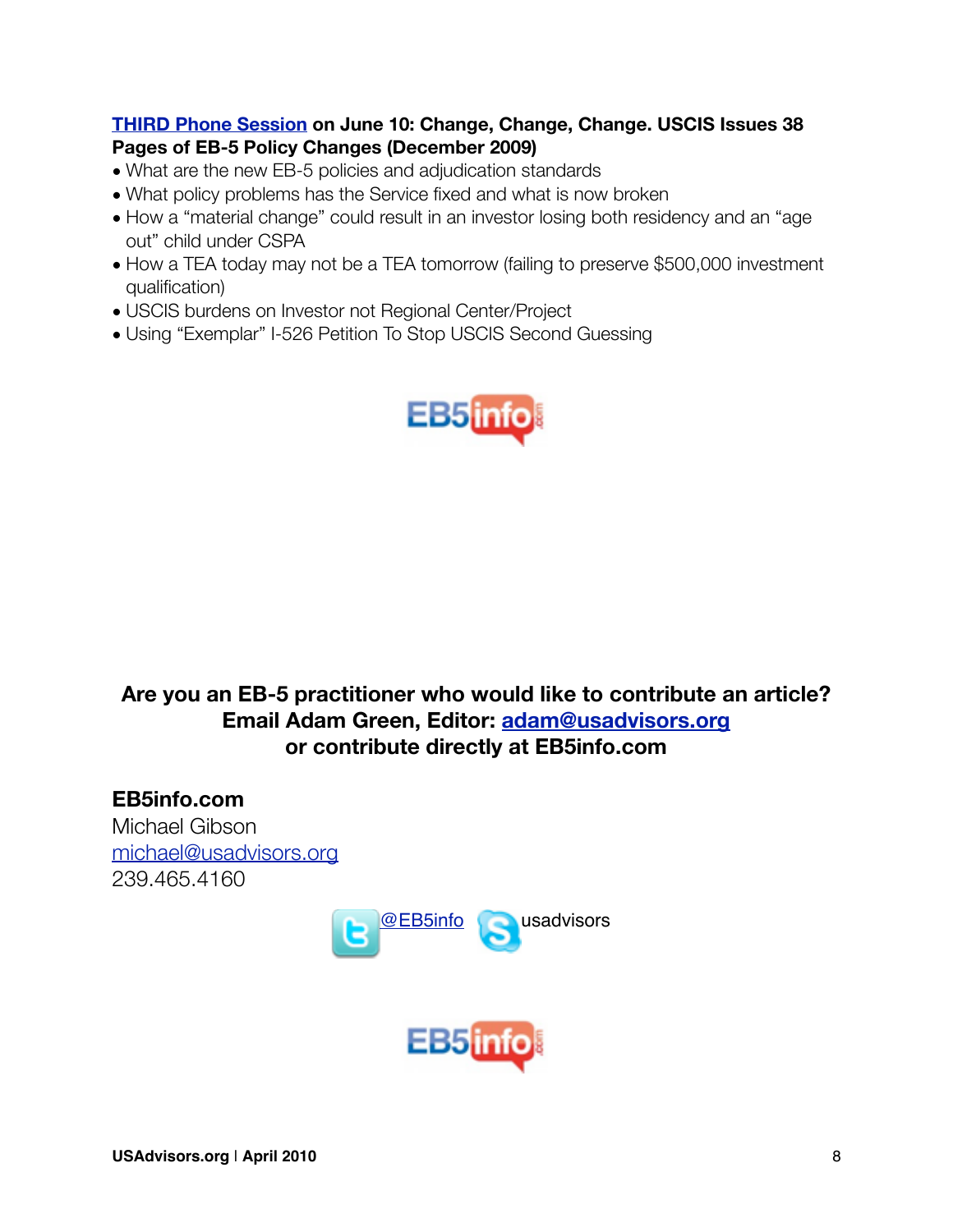**THIRD Phone Session on June 10: Change, Change, Change. USCIS Issues 38 Pages of EB-5 Policy Changes (December 2009)**

- What are the new EB-5 policies and adjudication standards
- What policy problems has the Service fixed and what is now broken
- How a "material change" could result in an investor losing both residency and an "age out" child under CSPA
- How a TEA today may not be a TEA tomorrow (failing to preserve $500,000 investment qualification)
- USCIS burdens on Investor not Regional Center/Project
- Using "Exemplar" I-526 Petition To Stop USCIS Second Guessing

**Are you an EB-5 practitioner who would like to contribute an article?**
**Email Adam Green, Editor: adam@usadvisors.org**
**or contribute directly at EB5info.com**

**EB5info.com**
Michael Gibson
michael@usadvisors.org
239.465.4160

@EB5info usadvisors